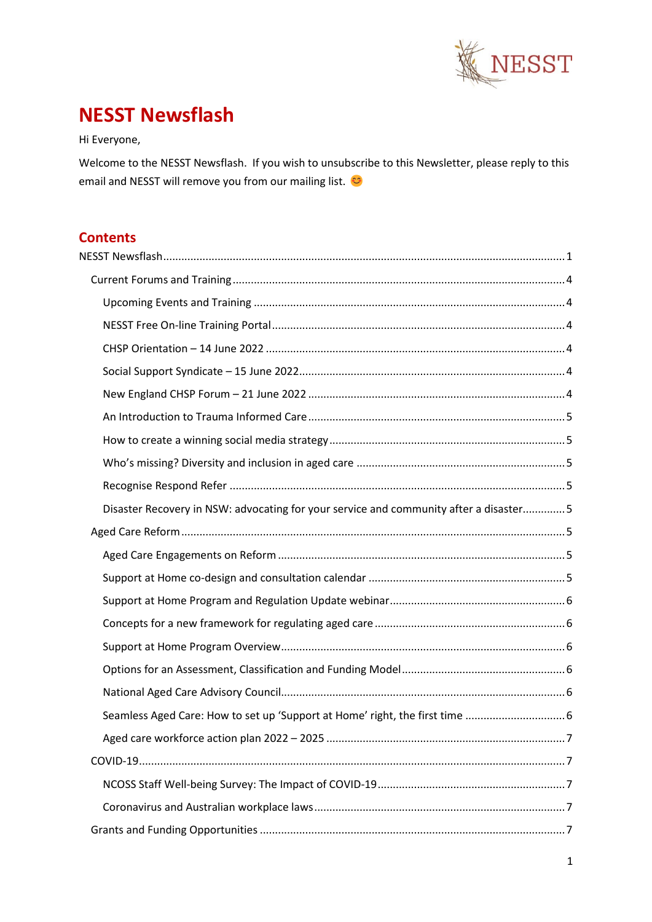NESST

# NESST Newsflash

Hi Everyone,

Welcome to the NESST Newsflash. If you wish to unsubscribe to this Newsletter, please reply to this email and NESST will remove you from our mailing list. 😊

## Contents

NESST Newsflash ..... 1

- Current Forums and Training ..... 4
  - Upcoming Events and Training ..... 4
  - NESST Free On-line Training Portal ..... 4
  - CHSP Orientation – 14 June 2022 ..... 4
  - Social Support Syndicate – 15 June 2022 ..... 4
  - New England CHSP Forum – 21 June 2022 ..... 4
  - An Introduction to Trauma Informed Care ..... 5
  - How to create a winning social media strategy ..... 5
  - Who's missing? Diversity and inclusion in aged care ..... 5
  - Recognise Respond Refer ..... 5
  - Disaster Recovery in NSW: advocating for your service and community after a disaster ..... 5
- Aged Care Reform ..... 5
  - Aged Care Engagements on Reform ..... 5
  - Support at Home co-design and consultation calendar ..... 5
  - Support at Home Program and Regulation Update webinar ..... 6
  - Concepts for a new framework for regulating aged care ..... 6
  - Support at Home Program Overview ..... 6
  - Options for an Assessment, Classification and Funding Model ..... 6
  - National Aged Care Advisory Council ..... 6
  - Seamless Aged Care: How to set up 'Support at Home' right, the first time ..... 6
  - Aged care workforce action plan 2022 – 2025 ..... 7
- COVID-19 ..... 7
  - NCOSS Staff Well-being Survey: The Impact of COVID-19 ..... 7
  - Coronavirus and Australian workplace laws ..... 7
- Grants and Funding Opportunities ..... 7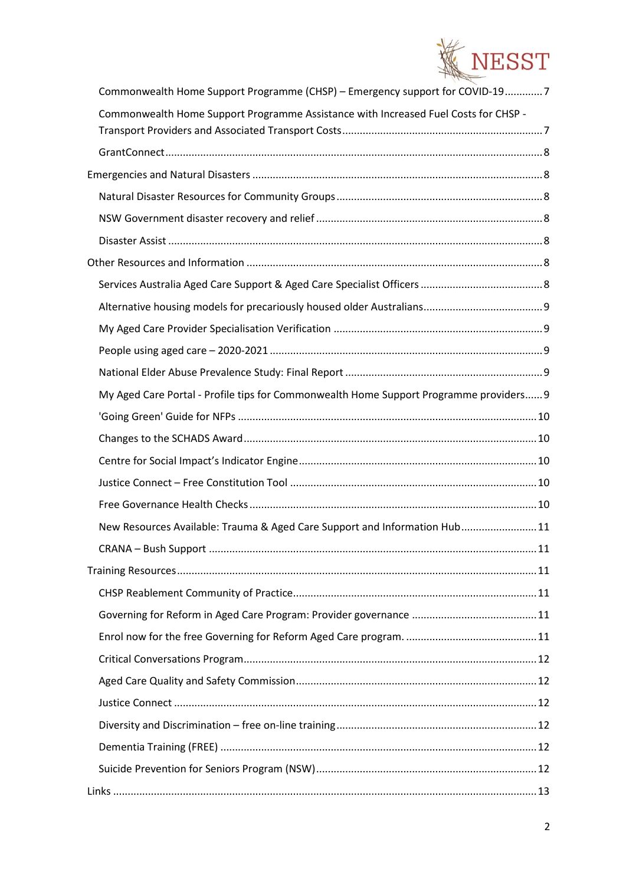Commonwealth Home Support Programme (CHSP) – Emergency support for COVID-19 ............ 7

Commonwealth Home Support Programme Assistance with Increased Fuel Costs for CHSP - Transport Providers and Associated Transport Costs ............ 7

GrantConnect ............ 8

Emergencies and Natural Disasters ............ 8

Natural Disaster Resources for Community Groups ............ 8

NSW Government disaster recovery and relief ............ 8

Disaster Assist ............ 8

Other Resources and Information ............ 8

Services Australia Aged Care Support & Aged Care Specialist Officers ............ 8

Alternative housing models for precariously housed older Australians ............ 9

My Aged Care Provider Specialisation Verification ............ 9

People using aged care – 2020-2021 ............ 9

National Elder Abuse Prevalence Study: Final Report ............ 9

My Aged Care Portal - Profile tips for Commonwealth Home Support Programme providers ............ 9

'Going Green' Guide for NFPs ............ 10

Changes to the SCHADS Award ............ 10

Centre for Social Impact's Indicator Engine ............ 10

Justice Connect – Free Constitution Tool ............ 10

Free Governance Health Checks ............ 10

New Resources Available: Trauma & Aged Care Support and Information Hub ............ 11

CRANA – Bush Support ............ 11

Training Resources ............ 11

CHSP Reablement Community of Practice ............ 11

Governing for Reform in Aged Care Program: Provider governance ............ 11

Enrol now for the free Governing for Reform Aged Care program. ............ 11

Critical Conversations Program ............ 12

Aged Care Quality and Safety Commission ............ 12

Justice Connect ............ 12

Diversity and Discrimination – free on-line training ............ 12

Dementia Training (FREE) ............ 12

Suicide Prevention for Seniors Program (NSW) ............ 12

Links ............ 13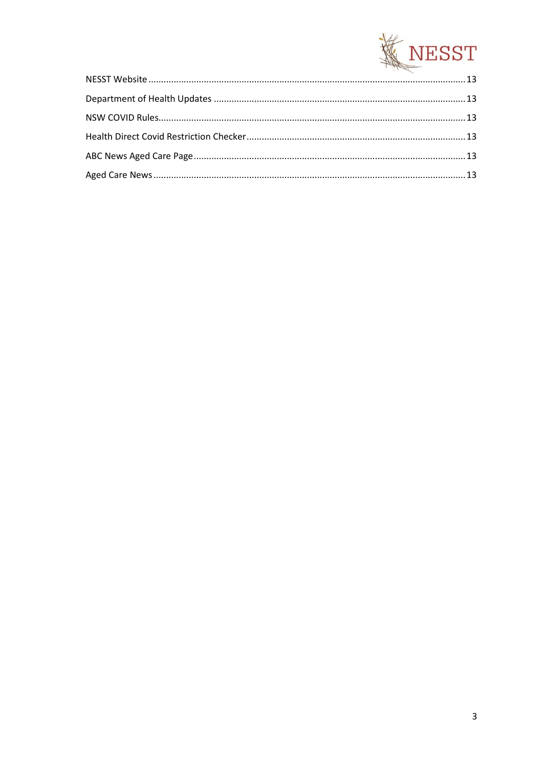NESST Website ........................................................................................................................ 13

Department of Health Updates ............................................................................................... 13

NSW COVID Rules.................................................................................................................... 13

Health Direct Covid Restriction Checker ................................................................................. 13

ABC News Aged Care Page ...................................................................................................... 13

Aged Care News ...................................................................................................................... 13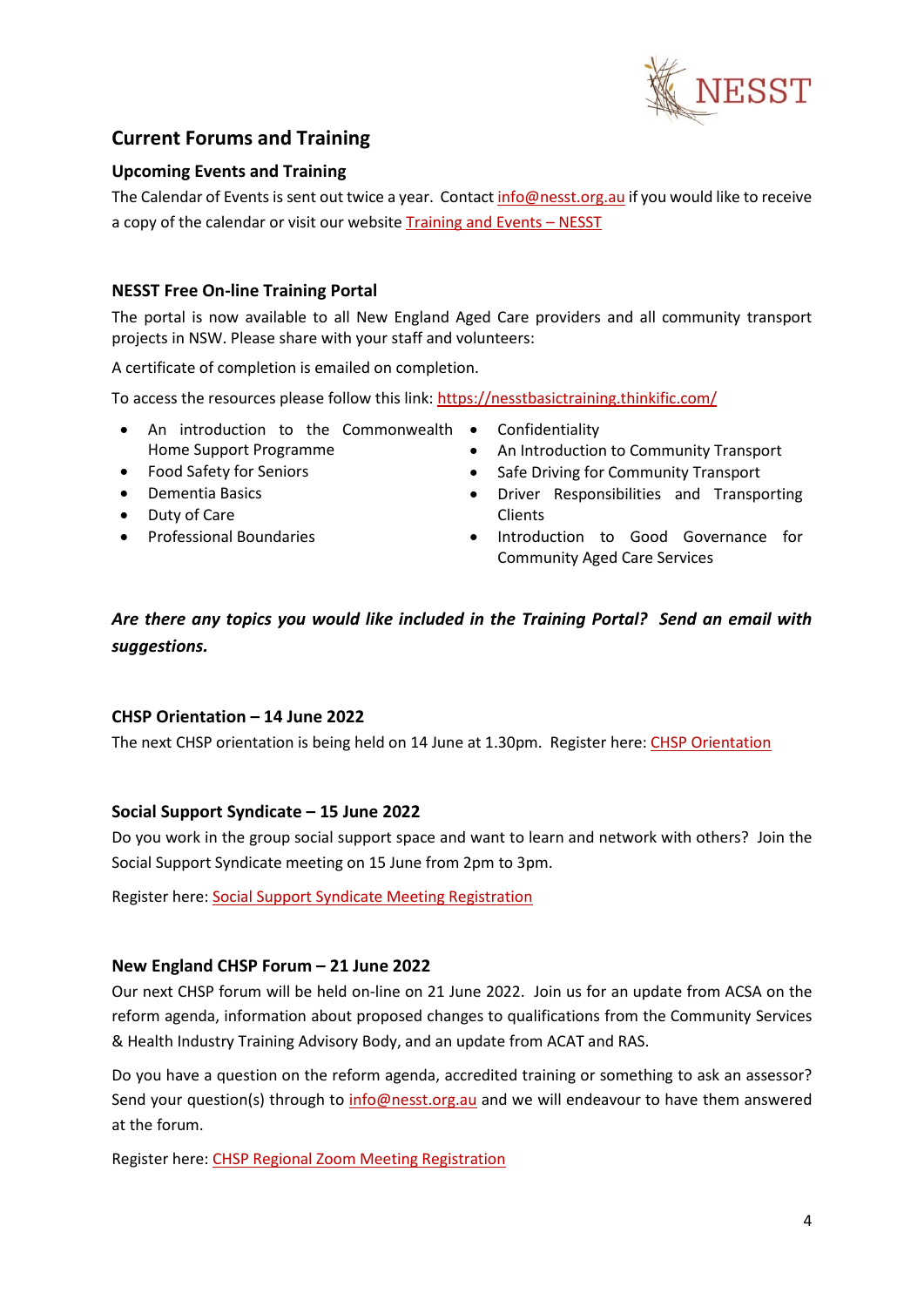## Current Forums and Training

### Upcoming Events and Training

The Calendar of Events is sent out twice a year. Contact info@nesst.org.au if you would like to receive a copy of the calendar or visit our website Training and Events – NESST

### NESST Free On-line Training Portal

The portal is now available to all New England Aged Care providers and all community transport projects in NSW. Please share with your staff and volunteers:

A certificate of completion is emailed on completion.

To access the resources please follow this link: https://nesstbasictraining.thinkific.com/

- An introduction to the Commonwealth Home Support Programme
- Food Safety for Seniors
- Dementia Basics
- Duty of Care
- Professional Boundaries
- Confidentiality
- An Introduction to Community Transport
- Safe Driving for Community Transport
- Driver Responsibilities and Transporting Clients
- Introduction to Good Governance for Community Aged Care Services

***Are there any topics you would like included in the Training Portal? Send an email with suggestions.***

### CHSP Orientation – 14 June 2022

The next CHSP orientation is being held on 14 June at 1.30pm. Register here: CHSP Orientation

### Social Support Syndicate – 15 June 2022

Do you work in the group social support space and want to learn and network with others? Join the Social Support Syndicate meeting on 15 June from 2pm to 3pm.

Register here: Social Support Syndicate Meeting Registration

### New England CHSP Forum – 21 June 2022

Our next CHSP forum will be held on-line on 21 June 2022. Join us for an update from ACSA on the reform agenda, information about proposed changes to qualifications from the Community Services & Health Industry Training Advisory Body, and an update from ACAT and RAS.

Do you have a question on the reform agenda, accredited training or something to ask an assessor? Send your question(s) through to info@nesst.org.au and we will endeavour to have them answered at the forum.

Register here: CHSP Regional Zoom Meeting Registration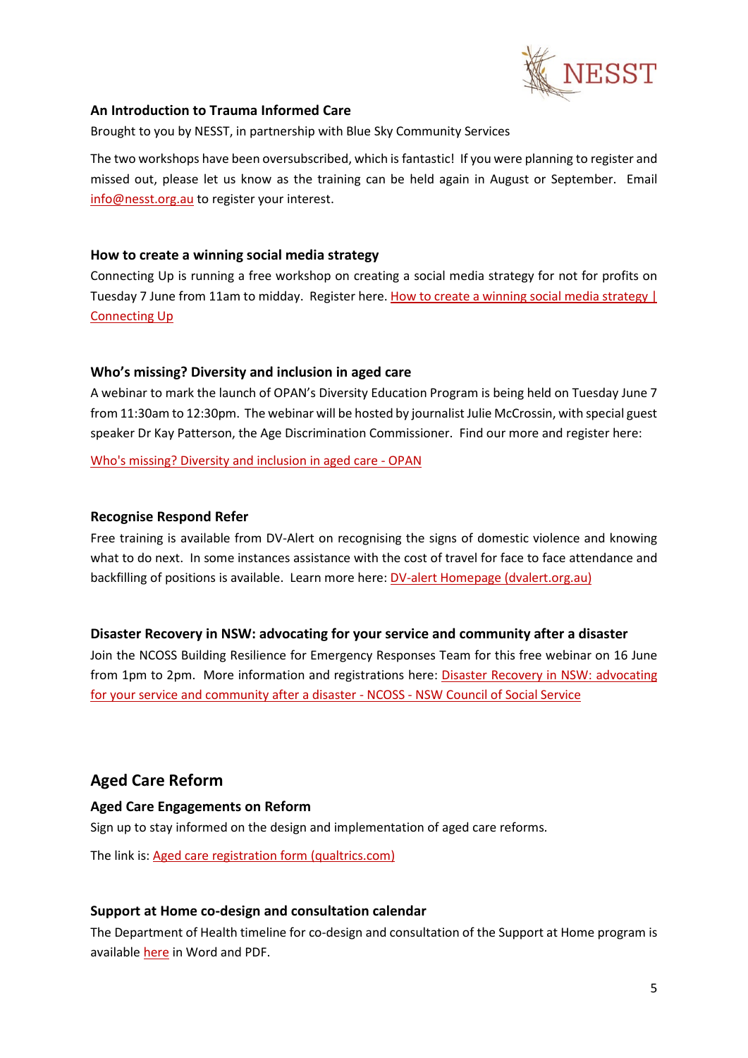### An Introduction to Trauma Informed Care

Brought to you by NESST, in partnership with Blue Sky Community Services

The two workshops have been oversubscribed, which is fantastic! If you were planning to register and missed out, please let us know as the training can be held again in August or September. Email info@nesst.org.au to register your interest.

### How to create a winning social media strategy

Connecting Up is running a free workshop on creating a social media strategy for not for profits on Tuesday 7 June from 11am to midday. Register here. How to create a winning social media strategy | Connecting Up

### Who's missing? Diversity and inclusion in aged care

A webinar to mark the launch of OPAN's Diversity Education Program is being held on Tuesday June 7 from 11:30am to 12:30pm. The webinar will be hosted by journalist Julie McCrossin, with special guest speaker Dr Kay Patterson, the Age Discrimination Commissioner. Find our more and register here:

Who's missing? Diversity and inclusion in aged care - OPAN

### Recognise Respond Refer

Free training is available from DV-Alert on recognising the signs of domestic violence and knowing what to do next. In some instances assistance with the cost of travel for face to face attendance and backfilling of positions is available. Learn more here: DV-alert Homepage (dvalert.org.au)

### Disaster Recovery in NSW: advocating for your service and community after a disaster

Join the NCOSS Building Resilience for Emergency Responses Team for this free webinar on 16 June from 1pm to 2pm. More information and registrations here: Disaster Recovery in NSW: advocating for your service and community after a disaster - NCOSS - NSW Council of Social Service

## Aged Care Reform

### Aged Care Engagements on Reform

Sign up to stay informed on the design and implementation of aged care reforms.

The link is: Aged care registration form (qualtrics.com)

### Support at Home co-design and consultation calendar

The Department of Health timeline for co-design and consultation of the Support at Home program is available here in Word and PDF.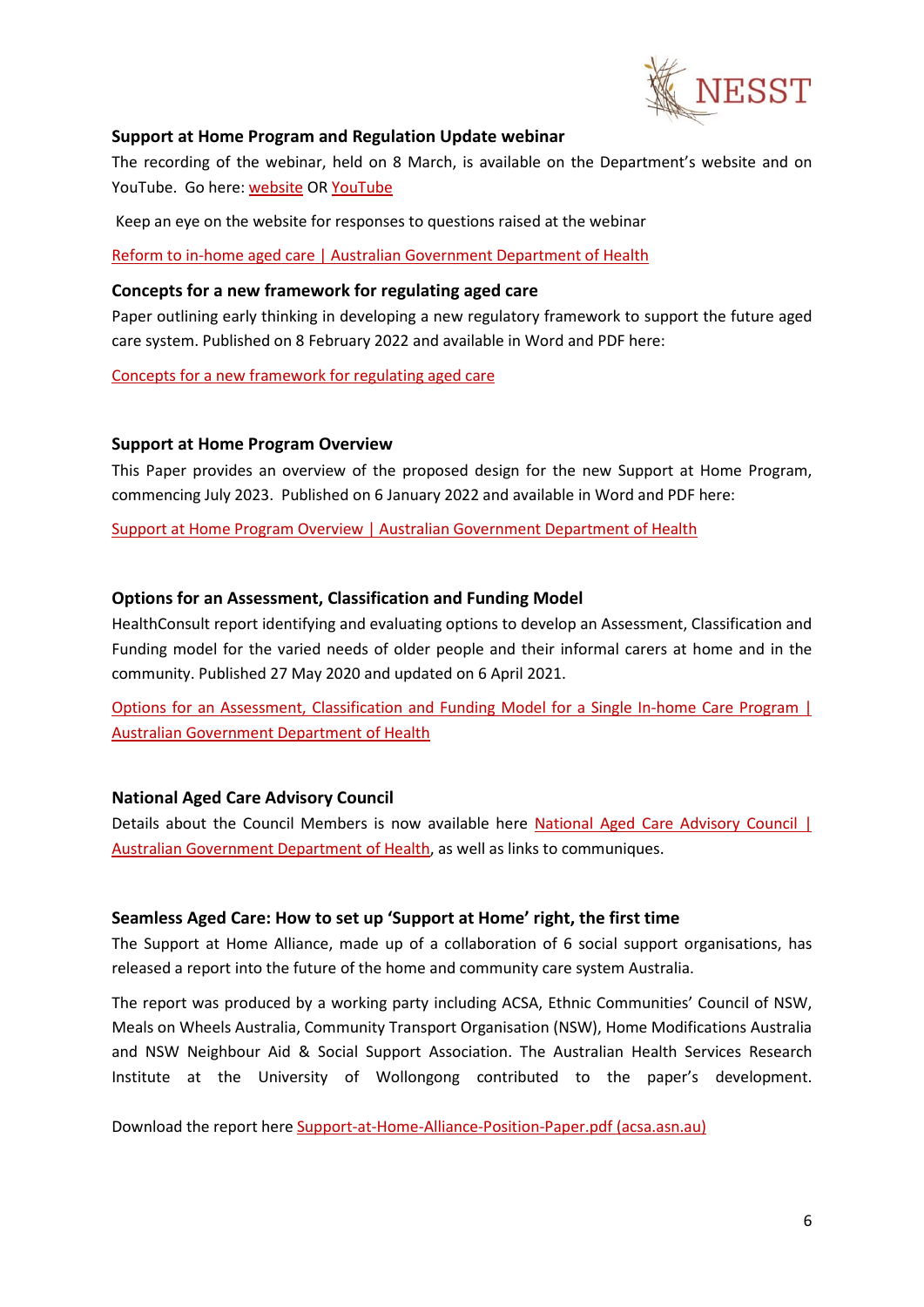**Support at Home Program and Regulation Update webinar**

The recording of the webinar, held on 8 March, is available on the Department's website and on YouTube. Go here: website OR YouTube

Keep an eye on the website for responses to questions raised at the webinar

Reform to in-home aged care | Australian Government Department of Health

**Concepts for a new framework for regulating aged care**

Paper outlining early thinking in developing a new regulatory framework to support the future aged care system. Published on 8 February 2022 and available in Word and PDF here:

Concepts for a new framework for regulating aged care

**Support at Home Program Overview**

This Paper provides an overview of the proposed design for the new Support at Home Program, commencing July 2023. Published on 6 January 2022 and available in Word and PDF here:

Support at Home Program Overview | Australian Government Department of Health

**Options for an Assessment, Classification and Funding Model**

HealthConsult report identifying and evaluating options to develop an Assessment, Classification and Funding model for the varied needs of older people and their informal carers at home and in the community. Published 27 May 2020 and updated on 6 April 2021.

Options for an Assessment, Classification and Funding Model for a Single In-home Care Program | Australian Government Department of Health

**National Aged Care Advisory Council**

Details about the Council Members is now available here National Aged Care Advisory Council | Australian Government Department of Health, as well as links to communiques.

**Seamless Aged Care: How to set up 'Support at Home' right, the first time**

The Support at Home Alliance, made up of a collaboration of 6 social support organisations, has released a report into the future of the home and community care system Australia.

The report was produced by a working party including ACSA, Ethnic Communities' Council of NSW, Meals on Wheels Australia, Community Transport Organisation (NSW), Home Modifications Australia and NSW Neighbour Aid & Social Support Association. The Australian Health Services Research Institute at the University of Wollongong contributed to the paper's development.

Download the report here Support-at-Home-Alliance-Position-Paper.pdf (acsa.asn.au)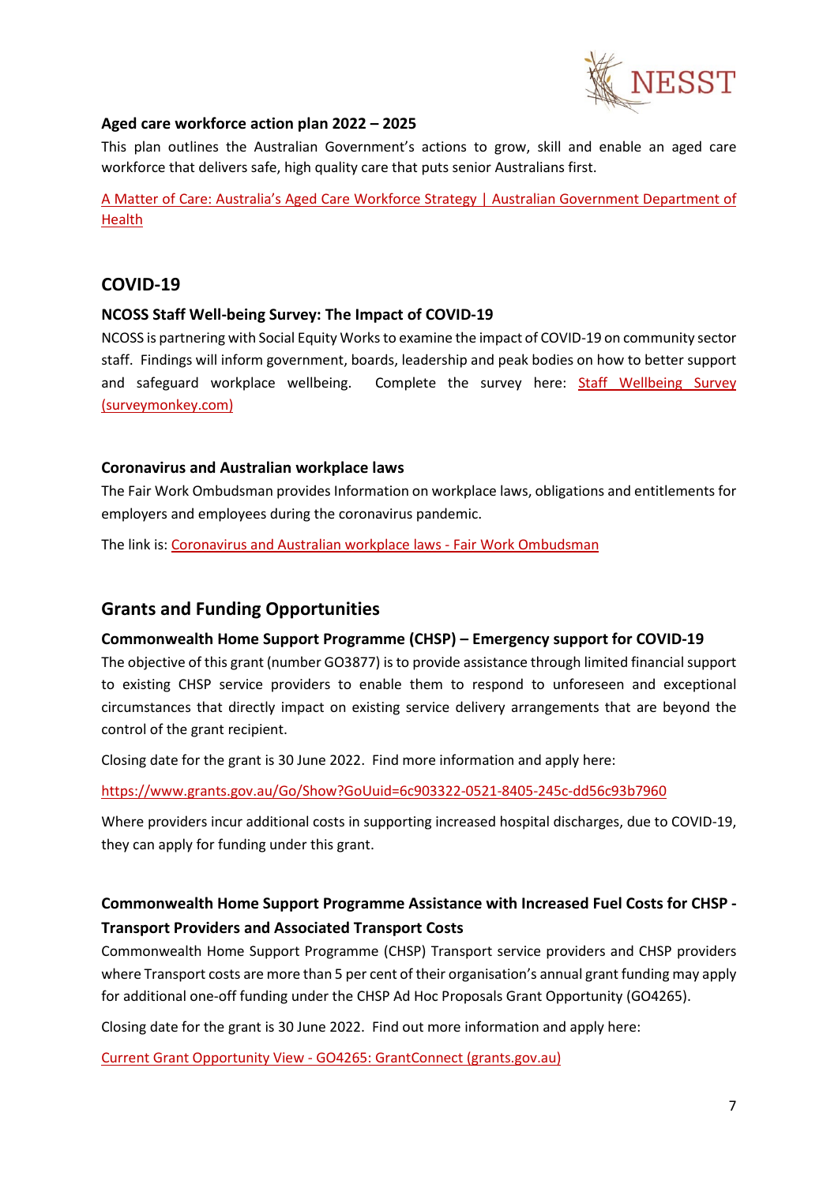### Aged care workforce action plan 2022 – 2025

This plan outlines the Australian Government's actions to grow, skill and enable an aged care workforce that delivers safe, high quality care that puts senior Australians first.

A Matter of Care: Australia's Aged Care Workforce Strategy | Australian Government Department of Health

## COVID-19

### NCOSS Staff Well-being Survey: The Impact of COVID-19

NCOSS is partnering with Social Equity Works to examine the impact of COVID-19 on community sector staff. Findings will inform government, boards, leadership and peak bodies on how to better support and safeguard workplace wellbeing. Complete the survey here: Staff Wellbeing Survey (surveymonkey.com)

### Coronavirus and Australian workplace laws

The Fair Work Ombudsman provides Information on workplace laws, obligations and entitlements for employers and employees during the coronavirus pandemic.

The link is: Coronavirus and Australian workplace laws - Fair Work Ombudsman

## Grants and Funding Opportunities

### Commonwealth Home Support Programme (CHSP) – Emergency support for COVID-19

The objective of this grant (number GO3877) is to provide assistance through limited financial support to existing CHSP service providers to enable them to respond to unforeseen and exceptional circumstances that directly impact on existing service delivery arrangements that are beyond the control of the grant recipient.

Closing date for the grant is 30 June 2022. Find more information and apply here:

https://www.grants.gov.au/Go/Show?GoUuid=6c903322-0521-8405-245c-dd56c93b7960

Where providers incur additional costs in supporting increased hospital discharges, due to COVID-19, they can apply for funding under this grant.

### Commonwealth Home Support Programme Assistance with Increased Fuel Costs for CHSP - Transport Providers and Associated Transport Costs

Commonwealth Home Support Programme (CHSP) Transport service providers and CHSP providers where Transport costs are more than 5 per cent of their organisation's annual grant funding may apply for additional one-off funding under the CHSP Ad Hoc Proposals Grant Opportunity (GO4265).

Closing date for the grant is 30 June 2022. Find out more information and apply here:

Current Grant Opportunity View - GO4265: GrantConnect (grants.gov.au)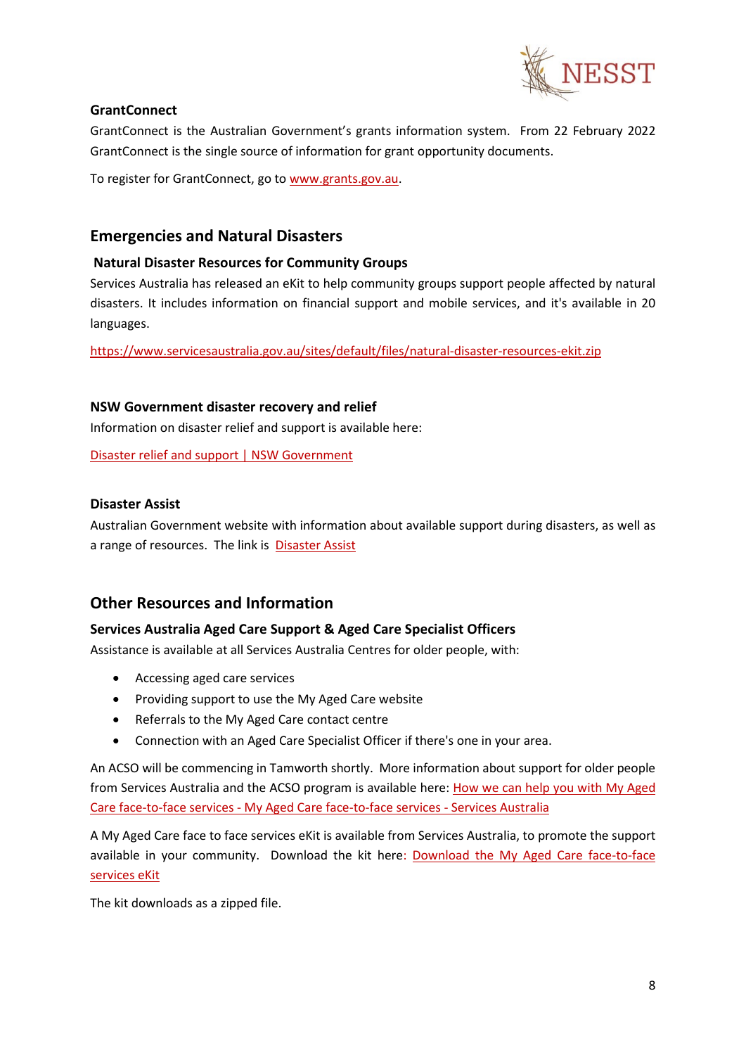### GrantConnect

GrantConnect is the Australian Government's grants information system. From 22 February 2022 GrantConnect is the single source of information for grant opportunity documents.

To register for GrantConnect, go to www.grants.gov.au.

## Emergencies and Natural Disasters

### Natural Disaster Resources for Community Groups

Services Australia has released an eKit to help community groups support people affected by natural disasters. It includes information on financial support and mobile services, and it's available in 20 languages.

https://www.servicesaustralia.gov.au/sites/default/files/natural-disaster-resources-ekit.zip

### NSW Government disaster recovery and relief

Information on disaster relief and support is available here:

Disaster relief and support | NSW Government

### Disaster Assist

Australian Government website with information about available support during disasters, as well as a range of resources. The link is Disaster Assist

## Other Resources and Information

### Services Australia Aged Care Support & Aged Care Specialist Officers

Assistance is available at all Services Australia Centres for older people, with:

- Accessing aged care services
- Providing support to use the My Aged Care website
- Referrals to the My Aged Care contact centre
- Connection with an Aged Care Specialist Officer if there's one in your area.

An ACSO will be commencing in Tamworth shortly. More information about support for older people from Services Australia and the ACSO program is available here: How we can help you with My Aged Care face-to-face services - My Aged Care face-to-face services - Services Australia

A My Aged Care face to face services eKit is available from Services Australia, to promote the support available in your community. Download the kit here: Download the My Aged Care face-to-face services eKit

The kit downloads as a zipped file.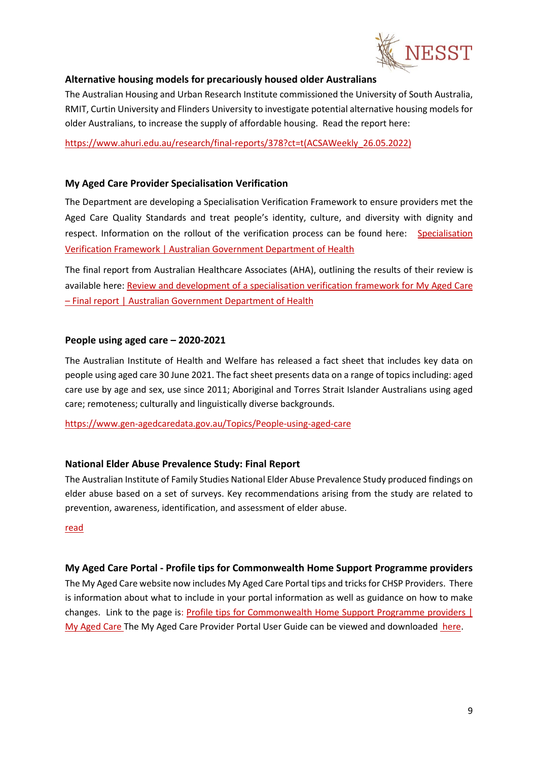### Alternative housing models for precariously housed older Australians

The Australian Housing and Urban Research Institute commissioned the University of South Australia, RMIT, Curtin University and Flinders University to investigate potential alternative housing models for older Australians, to increase the supply of affordable housing. Read the report here:

https://www.ahuri.edu.au/research/final-reports/378?ct=t(ACSAWeekly_26.05.2022)

### My Aged Care Provider Specialisation Verification

The Department are developing a Specialisation Verification Framework to ensure providers met the Aged Care Quality Standards and treat people's identity, culture, and diversity with dignity and respect. Information on the rollout of the verification process can be found here: Specialisation Verification Framework | Australian Government Department of Health

The final report from Australian Healthcare Associates (AHA), outlining the results of their review is available here: Review and development of a specialisation verification framework for My Aged Care – Final report | Australian Government Department of Health

### People using aged care – 2020-2021

The Australian Institute of Health and Welfare has released a fact sheet that includes key data on people using aged care 30 June 2021. The fact sheet presents data on a range of topics including: aged care use by age and sex, use since 2011; Aboriginal and Torres Strait Islander Australians using aged care; remoteness; culturally and linguistically diverse backgrounds.

https://www.gen-agedcaredata.gov.au/Topics/People-using-aged-care

### National Elder Abuse Prevalence Study: Final Report

The Australian Institute of Family Studies National Elder Abuse Prevalence Study produced findings on elder abuse based on a set of surveys. Key recommendations arising from the study are related to prevention, awareness, identification, and assessment of elder abuse.

read

### My Aged Care Portal - Profile tips for Commonwealth Home Support Programme providers

The My Aged Care website now includes My Aged Care Portal tips and tricks for CHSP Providers. There is information about what to include in your portal information as well as guidance on how to make changes. Link to the page is: Profile tips for Commonwealth Home Support Programme providers | My Aged Care The My Aged Care Provider Portal User Guide can be viewed and downloaded here.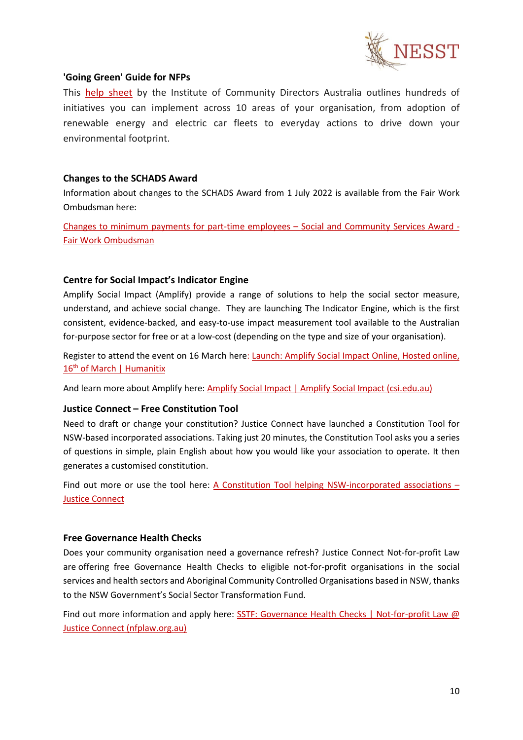**'Going Green' Guide for NFPs**

This help sheet by the Institute of Community Directors Australia outlines hundreds of initiatives you can implement across 10 areas of your organisation, from adoption of renewable energy and electric car fleets to everyday actions to drive down your environmental footprint.

**Changes to the SCHADS Award**

Information about changes to the SCHADS Award from 1 July 2022 is available from the Fair Work Ombudsman here:

Changes to minimum payments for part-time employees – Social and Community Services Award - Fair Work Ombudsman

**Centre for Social Impact's Indicator Engine**

Amplify Social Impact (Amplify) provide a range of solutions to help the social sector measure, understand, and achieve social change. They are launching The Indicator Engine, which is the first consistent, evidence-backed, and easy-to-use impact measurement tool available to the Australian for-purpose sector for free or at a low-cost (depending on the type and size of your organisation).

Register to attend the event on 16 March here: Launch: Amplify Social Impact Online, Hosted online, 16th of March | Humanitix

And learn more about Amplify here: Amplify Social Impact | Amplify Social Impact (csi.edu.au)

**Justice Connect – Free Constitution Tool**

Need to draft or change your constitution? Justice Connect have launched a Constitution Tool for NSW-based incorporated associations. Taking just 20 minutes, the Constitution Tool asks you a series of questions in simple, plain English about how you would like your association to operate. It then generates a customised constitution.

Find out more or use the tool here: A Constitution Tool helping NSW-incorporated associations – Justice Connect

**Free Governance Health Checks**

Does your community organisation need a governance refresh? Justice Connect Not-for-profit Law are offering free Governance Health Checks to eligible not-for-profit organisations in the social services and health sectors and Aboriginal Community Controlled Organisations based in NSW, thanks to the NSW Government's Social Sector Transformation Fund.

Find out more information and apply here: SSTF: Governance Health Checks | Not-for-profit Law @ Justice Connect (nfplaw.org.au)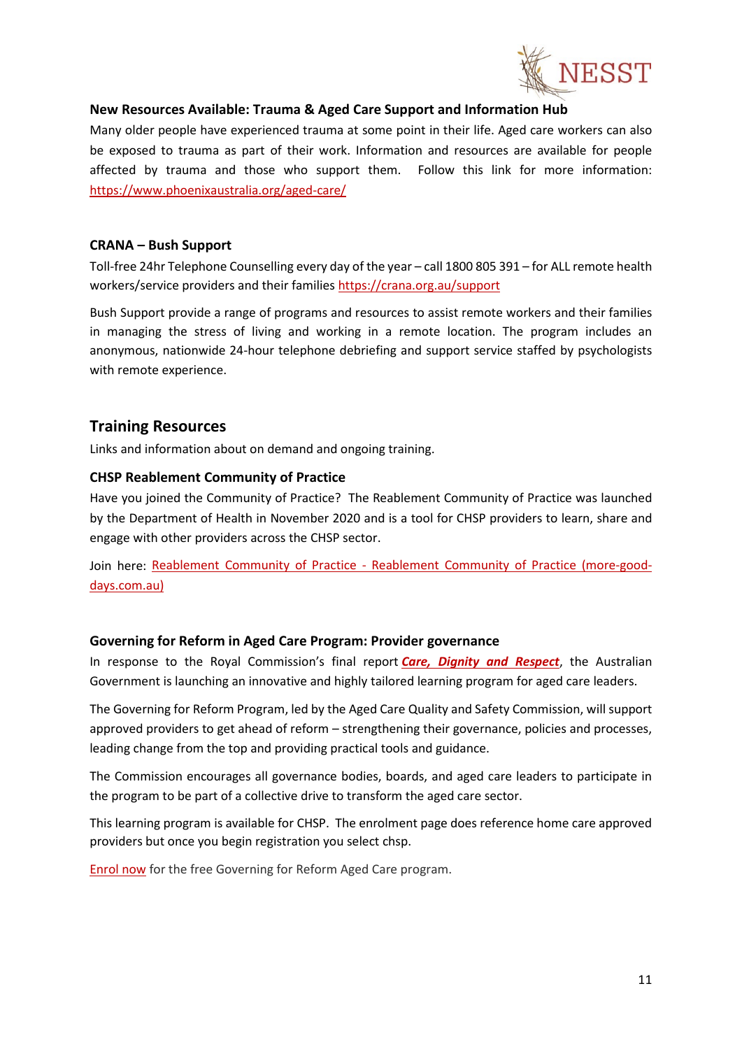### New Resources Available: Trauma & Aged Care Support and Information Hub

Many older people have experienced trauma at some point in their life. Aged care workers can also be exposed to trauma as part of their work. Information and resources are available for people affected by trauma and those who support them. Follow this link for more information: https://www.phoenixaustralia.org/aged-care/

### CRANA – Bush Support

Toll-free 24hr Telephone Counselling every day of the year – call 1800 805 391 – for ALL remote health workers/service providers and their families https://crana.org.au/support

Bush Support provide a range of programs and resources to assist remote workers and their families in managing the stress of living and working in a remote location. The program includes an anonymous, nationwide 24-hour telephone debriefing and support service staffed by psychologists with remote experience.

## Training Resources

Links and information about on demand and ongoing training.

### CHSP Reablement Community of Practice

Have you joined the Community of Practice? The Reablement Community of Practice was launched by the Department of Health in November 2020 and is a tool for CHSP providers to learn, share and engage with other providers across the CHSP sector.

Join here: Reablement Community of Practice - Reablement Community of Practice (more-good-days.com.au)

### Governing for Reform in Aged Care Program: Provider governance

In response to the Royal Commission's final report ***Care, Dignity and Respect***, the Australian Government is launching an innovative and highly tailored learning program for aged care leaders.

The Governing for Reform Program, led by the Aged Care Quality and Safety Commission, will support approved providers to get ahead of reform – strengthening their governance, policies and processes, leading change from the top and providing practical tools and guidance.

The Commission encourages all governance bodies, boards, and aged care leaders to participate in the program to be part of a collective drive to transform the aged care sector.

This learning program is available for CHSP. The enrolment page does reference home care approved providers but once you begin registration you select chsp.

Enrol now for the free Governing for Reform Aged Care program.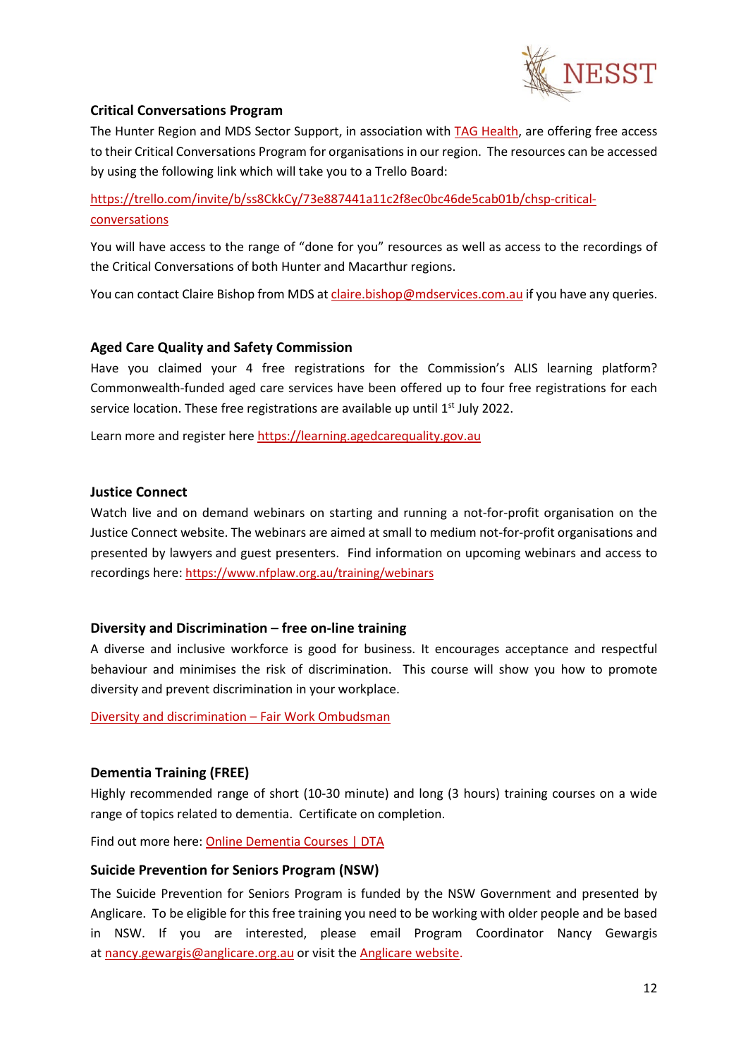### Critical Conversations Program

The Hunter Region and MDS Sector Support, in association with TAG Health, are offering free access to their Critical Conversations Program for organisations in our region. The resources can be accessed by using the following link which will take you to a Trello Board:

https://trello.com/invite/b/ss8CkkCy/73e887441a11c2f8ec0bc46de5cab01b/chsp-critical-conversations

You will have access to the range of "done for you" resources as well as access to the recordings of the Critical Conversations of both Hunter and Macarthur regions.

You can contact Claire Bishop from MDS at claire.bishop@mdservices.com.au if you have any queries.

### Aged Care Quality and Safety Commission

Have you claimed your 4 free registrations for the Commission's ALIS learning platform? Commonwealth-funded aged care services have been offered up to four free registrations for each service location. These free registrations are available up until 1st July 2022.

Learn more and register here https://learning.agedcarequality.gov.au

### Justice Connect

Watch live and on demand webinars on starting and running a not-for-profit organisation on the Justice Connect website. The webinars are aimed at small to medium not-for-profit organisations and presented by lawyers and guest presenters. Find information on upcoming webinars and access to recordings here: https://www.nfplaw.org.au/training/webinars

### Diversity and Discrimination – free on-line training

A diverse and inclusive workforce is good for business. It encourages acceptance and respectful behaviour and minimises the risk of discrimination. This course will show you how to promote diversity and prevent discrimination in your workplace.

Diversity and discrimination – Fair Work Ombudsman

### Dementia Training (FREE)

Highly recommended range of short (10-30 minute) and long (3 hours) training courses on a wide range of topics related to dementia. Certificate on completion.

Find out more here: Online Dementia Courses | DTA

### Suicide Prevention for Seniors Program (NSW)

The Suicide Prevention for Seniors Program is funded by the NSW Government and presented by Anglicare. To be eligible for this free training you need to be working with older people and be based in NSW. If you are interested, please email Program Coordinator Nancy Gewargis at nancy.gewargis@anglicare.org.au or visit the Anglicare website.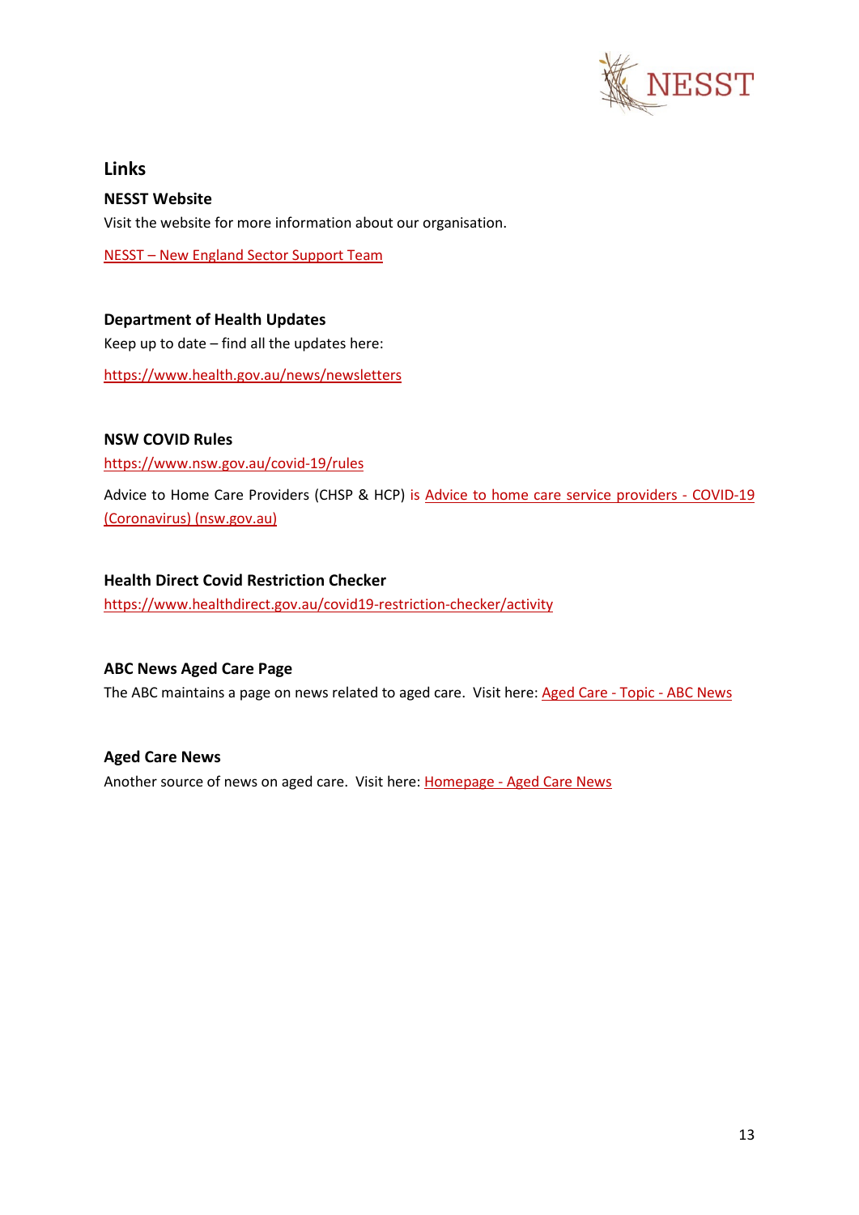## Links

### NESST Website

Visit the website for more information about our organisation.

NESST – New England Sector Support Team

### Department of Health Updates

Keep up to date – find all the updates here:

https://www.health.gov.au/news/newsletters

### NSW COVID Rules

https://www.nsw.gov.au/covid-19/rules

Advice to Home Care Providers (CHSP & HCP) is Advice to home care service providers - COVID-19 (Coronavirus) (nsw.gov.au)

### Health Direct Covid Restriction Checker

https://www.healthdirect.gov.au/covid19-restriction-checker/activity

### ABC News Aged Care Page

The ABC maintains a page on news related to aged care. Visit here: Aged Care - Topic - ABC News

### Aged Care News

Another source of news on aged care. Visit here: Homepage - Aged Care News